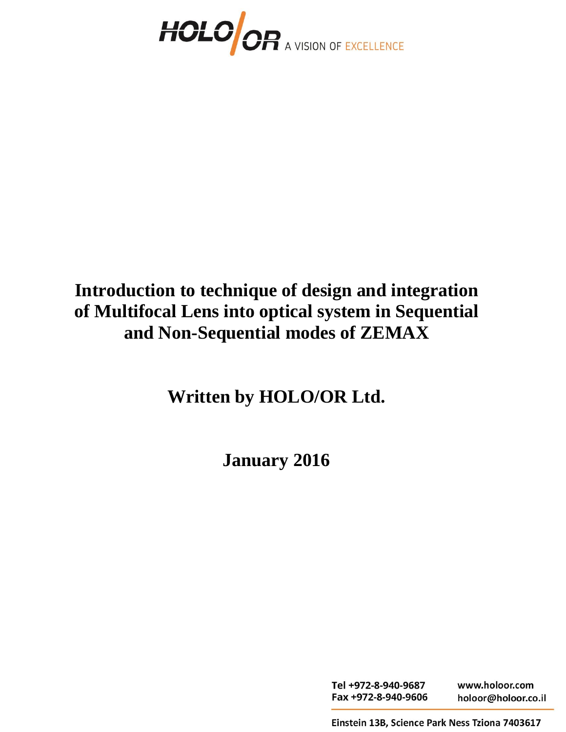HOLO/OR A VISION OF EXCELLENCE

# Introduction to technique of design and integration of Multifocal Lens into optical system in Sequential and Non-Sequential modes of ZEMAX

## Written by HOLO/OR Ltd.

## January 2016

Tel +972-8-940-9687
Fax +972-8-940-9606

www.holoor.com
holoor@holoor.co.il

Einstein 13B, Science Park Ness Tziona 7403617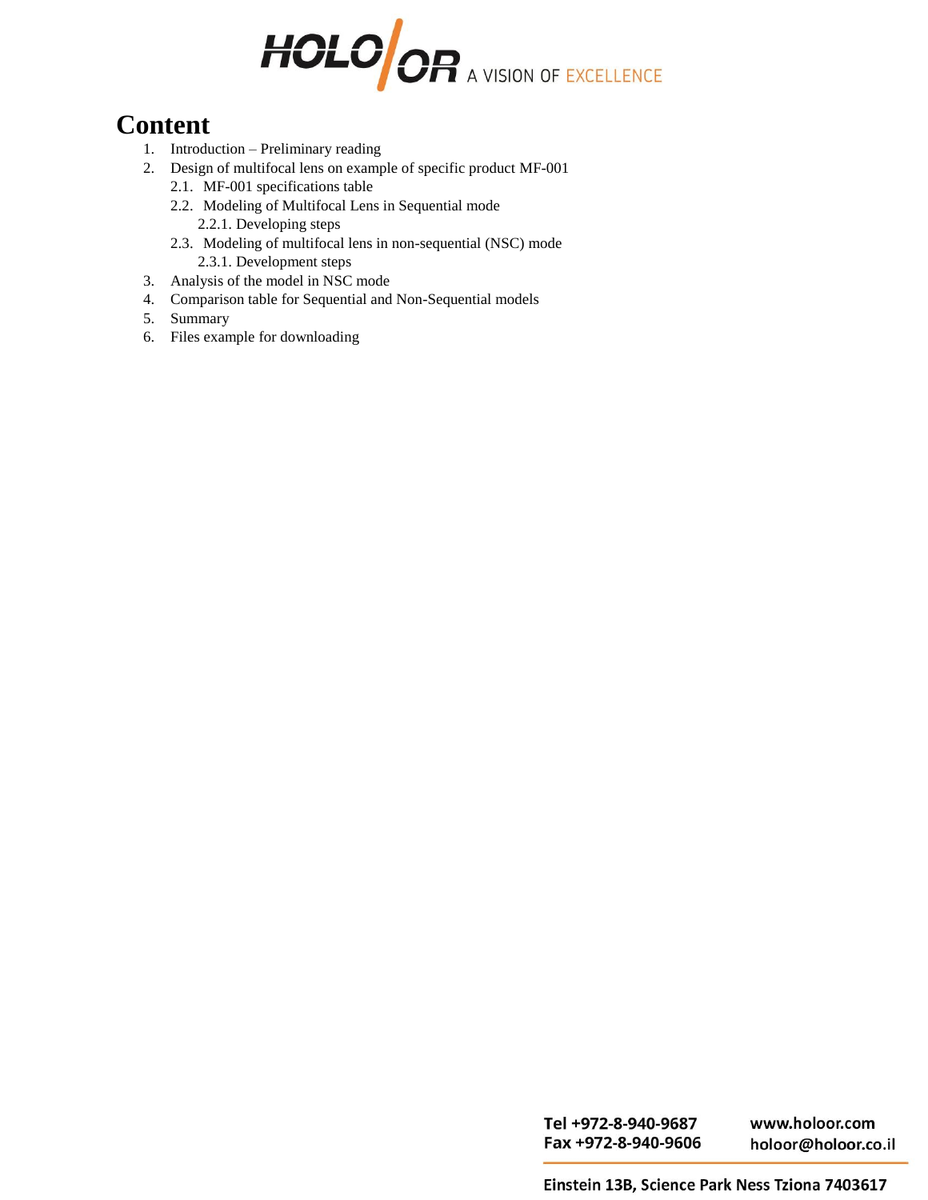# Content

1. Introduction – Preliminary reading
2. Design of multifocal lens on example of specific product MF-001
   - 2.1. MF-001 specifications table
   - 2.2. Modeling of Multifocal Lens in Sequential mode
     - 2.2.1. Developing steps
   - 2.3. Modeling of multifocal lens in non-sequential (NSC) mode
     - 2.3.1. Development steps
3. Analysis of the model in NSC mode
4. Comparison table for Sequential and Non-Sequential models
5. Summary
6. Files example for downloading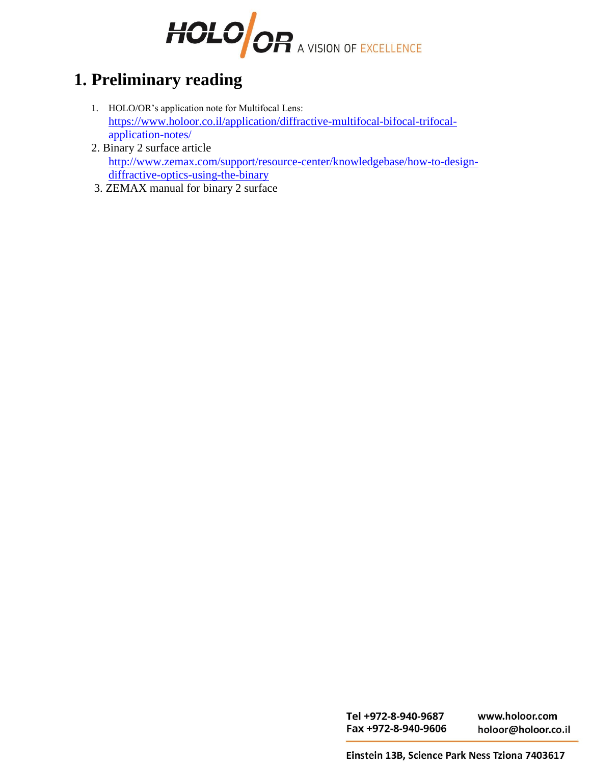# 1. Preliminary reading

1. HOLO/OR's application note for Multifocal Lens: https://www.holoor.co.il/application/diffractive-multifocal-bifocal-trifocal-application-notes/
2. Binary 2 surface article http://www.zemax.com/support/resource-center/knowledgebase/how-to-design-diffractive-optics-using-the-binary
3. ZEMAX manual for binary 2 surface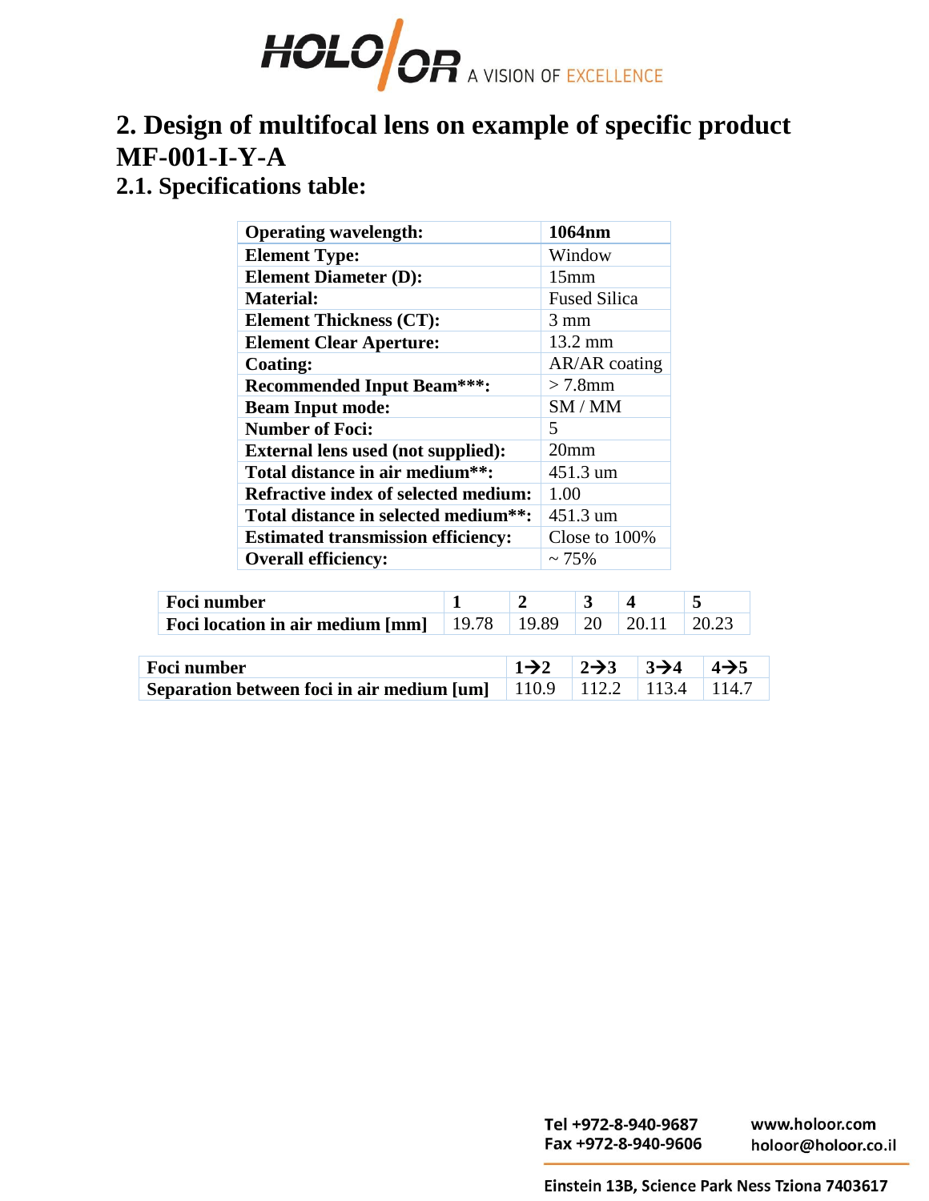## 2. Design of multifocal lens on example of specific product MF-001-I-Y-A

### 2.1. Specifications table:

| Operating wavelength: | 1064nm |
|---|---|
| Element Type: | Window |
| Element Diameter (D): | 15mm |
| Material: | Fused Silica |
| Element Thickness (CT): | 3 mm |
| Element Clear Aperture: | 13.2 mm |
| Coating: | AR/AR coating |
| Recommended Input Beam***: | > 7.8mm |
| Beam Input mode: | SM / MM |
| Number of Foci: | 5 |
| External lens used (not supplied): | 20mm |
| Total distance in air medium**: | 451.3 um |
| Refractive index of selected medium: | 1.00 |
| Total distance in selected medium**: | 451.3 um |
| Estimated transmission efficiency: | Close to 100% |
| Overall efficiency: | ~ 75% |

| Foci number | 1 | 2 | 3 | 4 | 5 |
|---|---|---|---|---|---|
| Foci location in air medium [mm] | 19.78 | 19.89 | 20 | 20.11 | 20.23 |

| Foci number | 1→2 | 2→3 | 3→4 | 4→5 |
|---|---|---|---|---|
| Separation between foci in air medium [um] | 110.9 | 112.2 | 113.4 | 114.7 |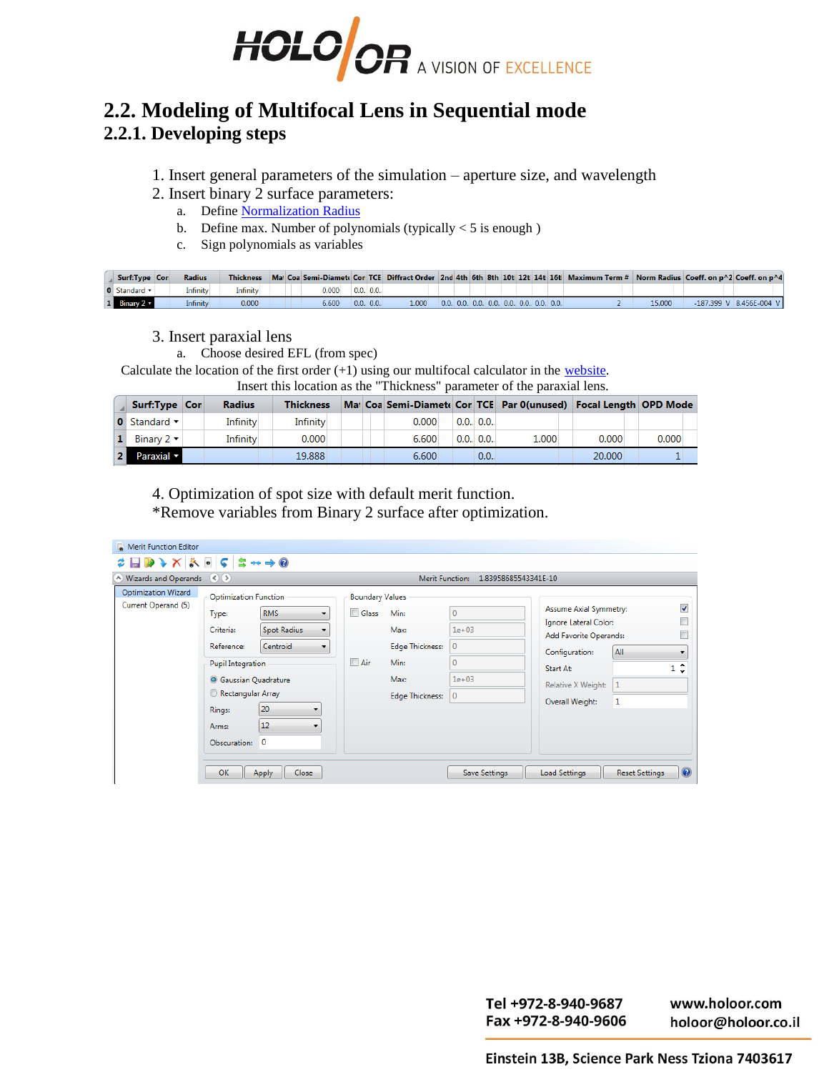## 2.2. Modeling of Multifocal Lens in Sequential mode

### 2.2.1. Developing steps

1. Insert general parameters of the simulation – aperture size, and wavelength
2. Insert binary 2 surface parameters:
   a. Define Normalization Radius
   b. Define max. Number of polynomials (typically < 5 is enough )
   c. Sign polynomials as variables

| | Surf:Type | Cor | Radius | Thickness | Ma | Coa | Semi-Diamete | Cor | TCE | Diffract Order | 2nd | 4th | 6th | 8th | 10t | 12t | 14t | 16t | Maximum Term # | Norm Radius | Coeff. on p^2 | Coeff. on p^4 |
|---|---|---|---|---|---|---|---|---|---|---|---|---|---|---|---|---|---|---|---|---|---|---|
| 0 | Standard | | Infinity | Infinity | | | 0.000 | 0.0. | 0.0. | | | | | | | | | | | | | |
| 1 | Binary 2 | | Infinity | 0.000 | | | 6.600 | 0.0. | 0.0. | 1.000 | 0.0. | 0.0. | 0.0. | 0.0. | 0.0. | 0.0. | 0.0. | 0.0. | 2 | 15.000 | -187.399 V | 8.456E-004 V |

3. Insert paraxial lens
   a. Choose desired EFL (from spec)

Calculate the location of the first order (+1) using our multifocal calculator in the website.
Insert this location as the "Thickness" parameter of the paraxial lens.

| | Surf:Type | Cor | Radius | Thickness | Ma | Coa | Semi-Diamete | Cor | TCE | Par 0(unused) | Focal Length | OPD Mode |
|---|---|---|---|---|---|---|---|---|---|---|---|---|
| 0 | Standard | | Infinity | Infinity | | | 0.000 | 0.0. | 0.0. | | | |
| 1 | Binary 2 | | Infinity | 0.000 | | | 6.600 | 0.0. | 0.0. | 1.000 | 0.000 | 0.000 |
| 2 | Paraxial | | | 19.888 | | | 6.600 | | 0.0. | | 20.000 | 1 |

4. Optimization of spot size with default merit function.

*Remove variables from Binary 2 surface after optimization.

Merit Function Editor

Wizards and Operands — Merit Function: 1.83958685543341E-10

Optimization Wizard / Current Operand (5)

| Optimization Function | | Boundary Values | | | Other | |
|---|---|---|---|---|---|---|
| Type: | RMS | Glass | Min: 0 | Max: 1e+03 | Assume Axial Symmetry: | ☑ |
| Criteria: | Spot Radius | | Edge Thickness: 0 | | Ignore Lateral Color: | ☐ |
| Reference: | Centroid | Air | Min: 0 | Max: 1e+03 | Add Favorite Operands: | ☐ |
| Pupil Integration: | Gaussian Quadrature | | Edge Thickness: 0 | | Configuration: | All |
| Rings: | 20 | | | | Start At: | 1 |
| Arms: | 12 | | | | Relative X Weight: | 1 |
| Obscuration: | 0 | | | | Overall Weight: | 1 |

OK | Apply | Close | Save Settings | Load Settings | Reset Settings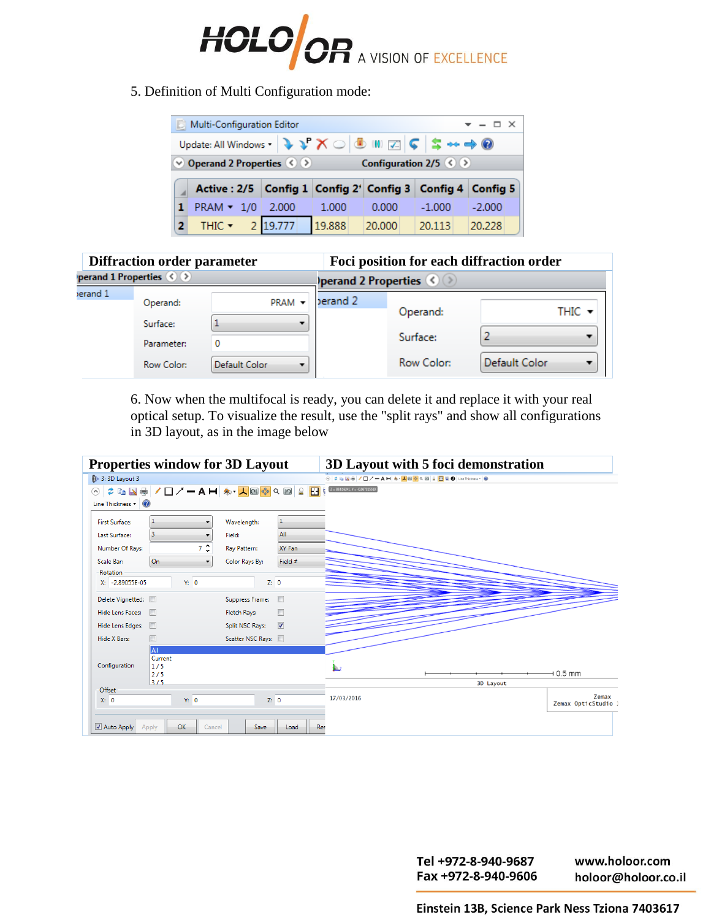5. Definition of Multi Configuration mode:

| | Active : 2/5 | | Config 1 | Config 2* | Config 3 | Config 4 | Config 5 |
|---|---|---|---|---|---|---|---|
| 1 | PRAM | 1/0 | 2.000 | 1.000 | 0.000 | -1.000 | -2.000 |
| 2 | THIC | 2 | 19.777 | 19.888 | 20.000 | 20.113 | 20.228 |

| Diffraction order parameter | Foci position for each diffraction order |
|---|---|
| Operand: PRAM; Surface: 1; Parameter: 0; Row Color: Default Color | Operand: THIC; Surface: 2; Row Color: Default Color |

6. Now when the multifocal is ready, you can delete it and replace it with your real optical setup. To visualize the result, use the "split rays" and show all configurations in 3D layout, as in the image below

| Properties window for 3D Layout | 3D Layout with 5 foci demonstration |
|---|---|
| | |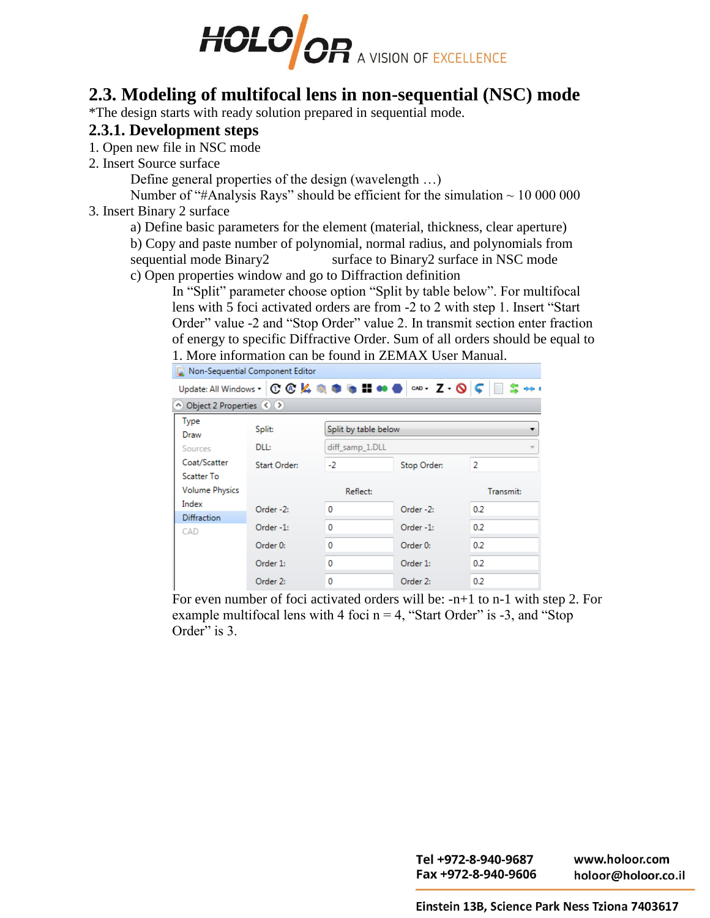## 2.3. Modeling of multifocal lens in non-sequential (NSC) mode

*The design starts with ready solution prepared in sequential mode.

### 2.3.1. Development steps

1. Open new file in NSC mode
2. Insert Source surface

   Define general properties of the design (wavelength …)

   Number of "#Analysis Rays" should be efficient for the simulation ~ 10 000 000
3. Insert Binary 2 surface

   a) Define basic parameters for the element (material, thickness, clear aperture)

   b) Copy and paste number of polynomial, normal radius, and polynomials from sequential mode Binary2 surface to Binary2 surface in NSC mode

   c) Open properties window and go to Diffraction definition

   In "Split" parameter choose option "Split by table below". For multifocal lens with 5 foci activated orders are from -2 to 2 with step 1. Insert "Start Order" value -2 and "Stop Order" value 2. In transmit section enter fraction of energy to specific Diffractive Order. Sum of all orders should be equal to 1. More information can be found in ZEMAX User Manual.

Non-Sequential Component Editor

Object 2 Properties

| Split: | Split by table below | | |
|---|---|---|---|
| DLL: | diff_samp_1.DLL | | |
| Start Order: | -2 | Stop Order: | 2 |
| | Reflect: | | Transmit: |
| Order -2: | 0 | Order -2: | 0.2 |
| Order -1: | 0 | Order -1: | 0.2 |
| Order 0: | 0 | Order 0: | 0.2 |
| Order 1: | 0 | Order 1: | 0.2 |
| Order 2: | 0 | Order 2: | 0.2 |

For even number of foci activated orders will be: -n+1 to n-1 with step 2. For example multifocal lens with 4 foci n = 4, "Start Order" is -3, and "Stop Order" is 3.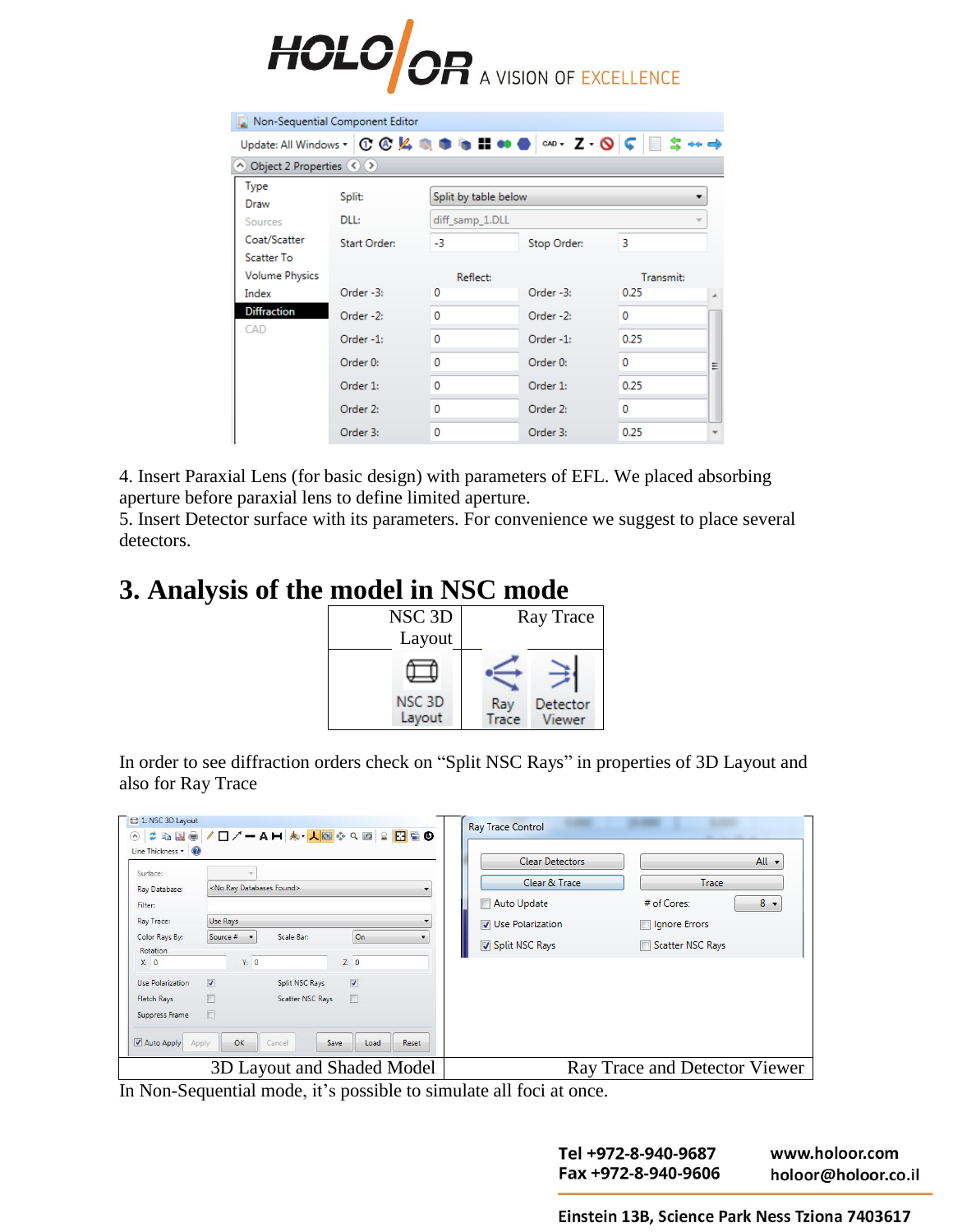4. Insert Paraxial Lens (for basic design) with parameters of EFL. We placed absorbing aperture before paraxial lens to define limited aperture.
5. Insert Detector surface with its parameters. For convenience we suggest to place several detectors.

# 3. Analysis of the model in NSC mode

| NSC 3D Layout | Ray Trace |
| --- | --- |
| NSC 3D Layout | Ray Trace / Detector Viewer |

In order to see diffraction orders check on "Split NSC Rays" in properties of 3D Layout and also for Ray Trace

| 3D Layout and Shaded Model | Ray Trace and Detector Viewer |
| --- | --- |

In Non-Sequential mode, it's possible to simulate all foci at once.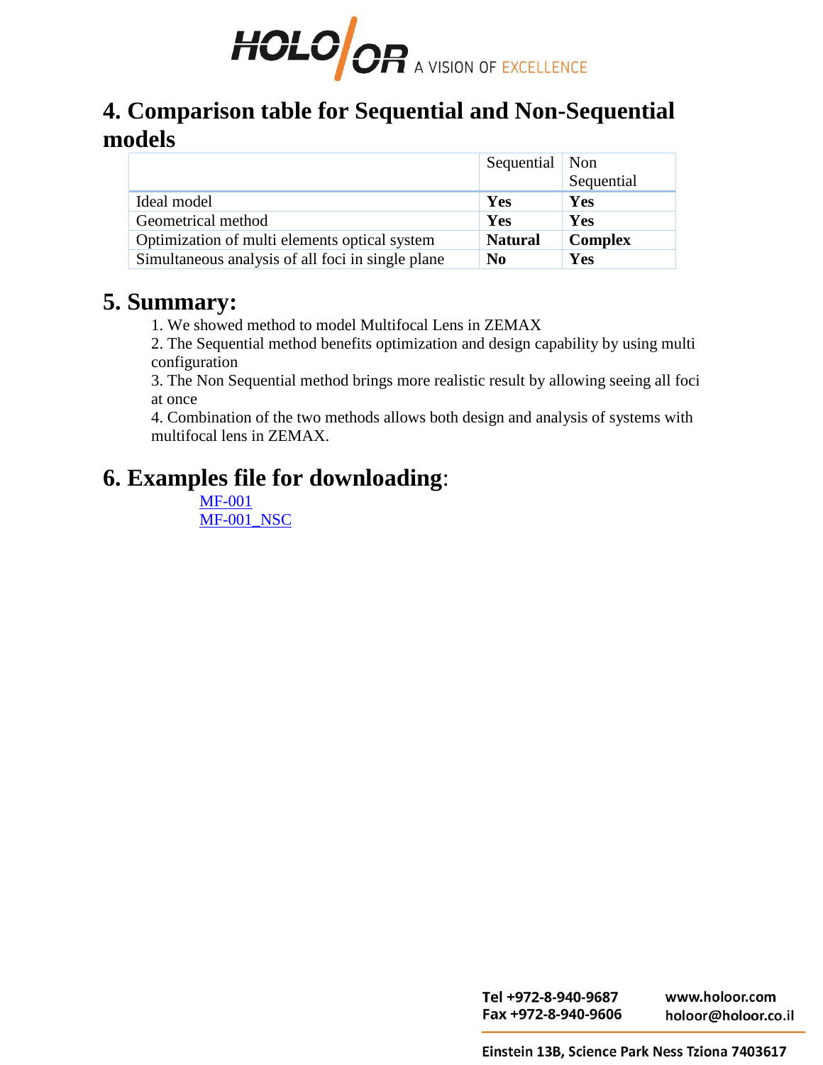## 4. Comparison table for Sequential and Non-Sequential models

| | Sequential | Non Sequential |
|---|---|---|
| Ideal model | **Yes** | **Yes** |
| Geometrical method | **Yes** | **Yes** |
| Optimization of multi elements optical system | **Natural** | **Complex** |
| Simultaneous analysis of all foci in single plane | **No** | **Yes** |

## 5. Summary:

1. We showed method to model Multifocal Lens in ZEMAX
2. The Sequential method benefits optimization and design capability by using multi configuration
3. The Non Sequential method brings more realistic result by allowing seeing all foci at once
4. Combination of the two methods allows both design and analysis of systems with multifocal lens in ZEMAX.

## 6. Examples file for downloading:

MF-001
MF-001_NSC